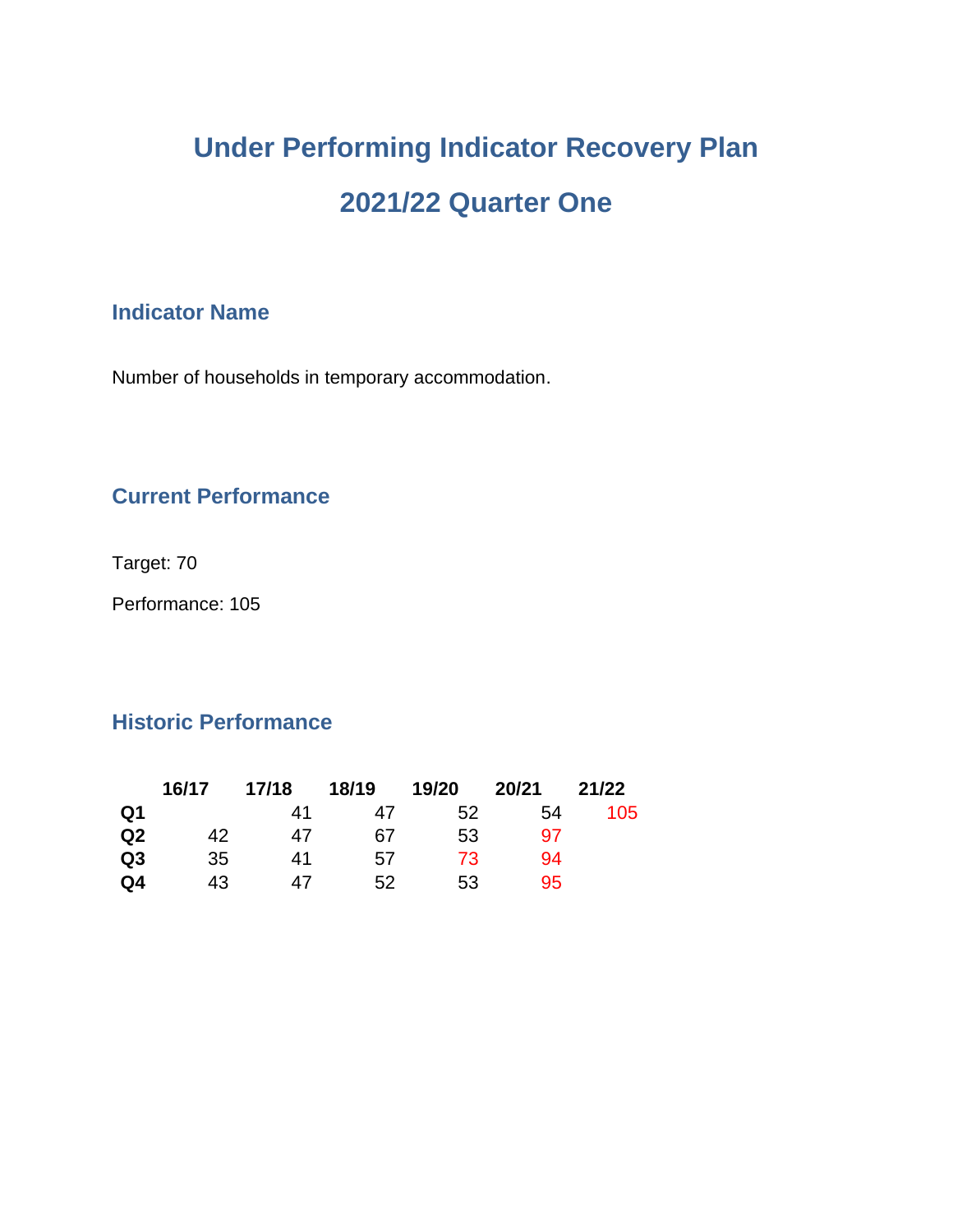# Under Performing Indicator Recovery Plan

# 2021/22 Quarter One

## Indicator Name

Number of households in temporary accommodation.

## Current Performance

Target: 70

Performance: 105

## Historic Performance

| | 16/17 | 17/18 | 18/19 | 19/20 | 20/21 | 21/22 |
|---|---|---|---|---|---|---|
| **Q1** | | 41 | 47 | 52 | 54 | 105 |
| **Q2** | 42 | 47 | 67 | 53 | 97 | |
| **Q3** | 35 | 41 | 57 | 73 | 94 | |
| **Q4** | 43 | 47 | 52 | 53 | 95 | |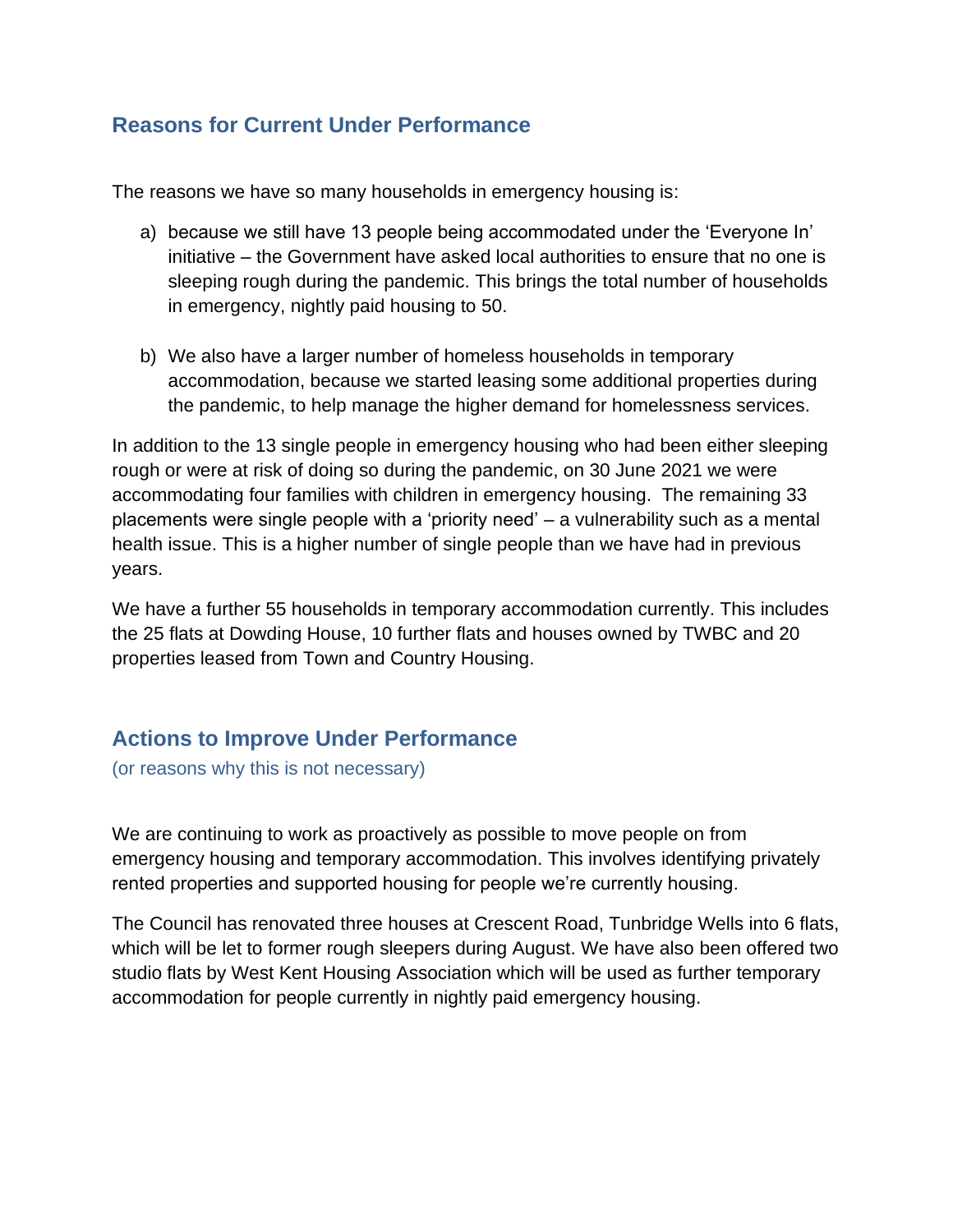## Reasons for Current Under Performance

The reasons we have so many households in emergency housing is:

a) because we still have 13 people being accommodated under the 'Everyone In' initiative – the Government have asked local authorities to ensure that no one is sleeping rough during the pandemic. This brings the total number of households in emergency, nightly paid housing to 50.

b) We also have a larger number of homeless households in temporary accommodation, because we started leasing some additional properties during the pandemic, to help manage the higher demand for homelessness services.

In addition to the 13 single people in emergency housing who had been either sleeping rough or were at risk of doing so during the pandemic, on 30 June 2021 we were accommodating four families with children in emergency housing. The remaining 33 placements were single people with a 'priority need' – a vulnerability such as a mental health issue. This is a higher number of single people than we have had in previous years.

We have a further 55 households in temporary accommodation currently. This includes the 25 flats at Dowding House, 10 further flats and houses owned by TWBC and 20 properties leased from Town and Country Housing.

## Actions to Improve Under Performance

(or reasons why this is not necessary)

We are continuing to work as proactively as possible to move people on from emergency housing and temporary accommodation. This involves identifying privately rented properties and supported housing for people we're currently housing.

The Council has renovated three houses at Crescent Road, Tunbridge Wells into 6 flats, which will be let to former rough sleepers during August. We have also been offered two studio flats by West Kent Housing Association which will be used as further temporary accommodation for people currently in nightly paid emergency housing.